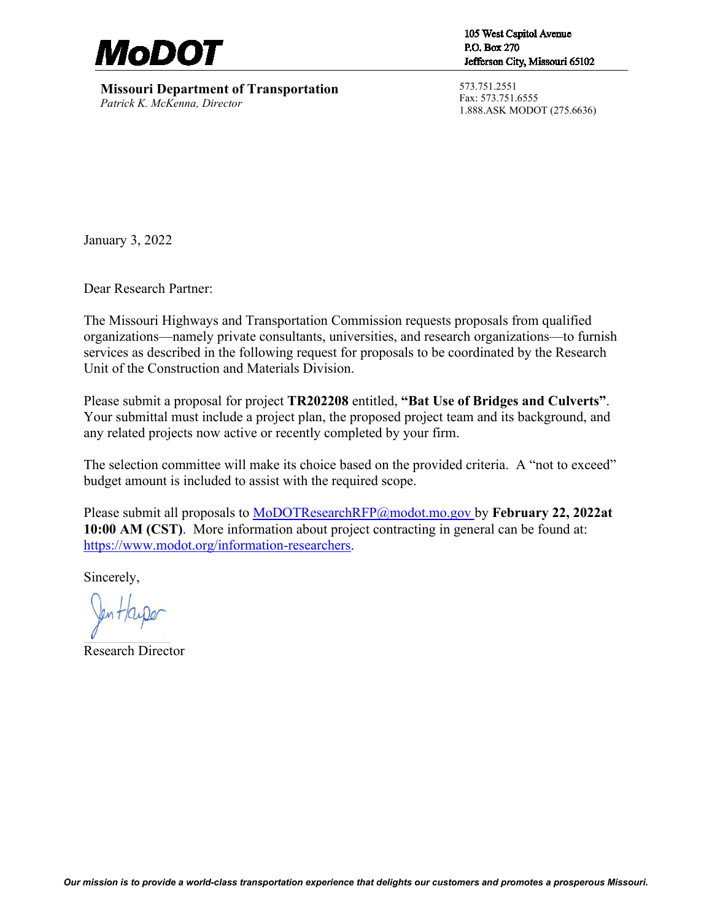**MoDOT**

105 West Capitol Avenue
P.O. Box 270
Jefferson City, Missouri 65102

**Missouri Department of Transportation**
*Patrick K. McKenna, Director*

573.751.2551
Fax: 573.751.6555
1.888.ASK MODOT (275.6636)

January 3, 2022

Dear Research Partner:

The Missouri Highways and Transportation Commission requests proposals from qualified organizations—namely private consultants, universities, and research organizations—to furnish services as described in the following request for proposals to be coordinated by the Research Unit of the Construction and Materials Division.

Please submit a proposal for project **TR202208** entitled, **"Bat Use of Bridges and Culverts"**. Your submittal must include a project plan, the proposed project team and its background, and any related projects now active or recently completed by your firm.

The selection committee will make its choice based on the provided criteria. A "not to exceed" budget amount is included to assist with the required scope.

Please submit all proposals to [MoDOTResearchRFP@modot.mo.gov](mailto:MoDOTResearchRFP@modot.mo.gov) by **February 22, 2022at 10:00 AM (CST)**. More information about project contracting in general can be found at: [https://www.modot.org/information-researchers](https://www.modot.org/information-researchers).

Sincerely,

Jen Harper

Research Director

*Our mission is to provide a world-class transportation experience that delights our customers and promotes a prosperous Missouri.*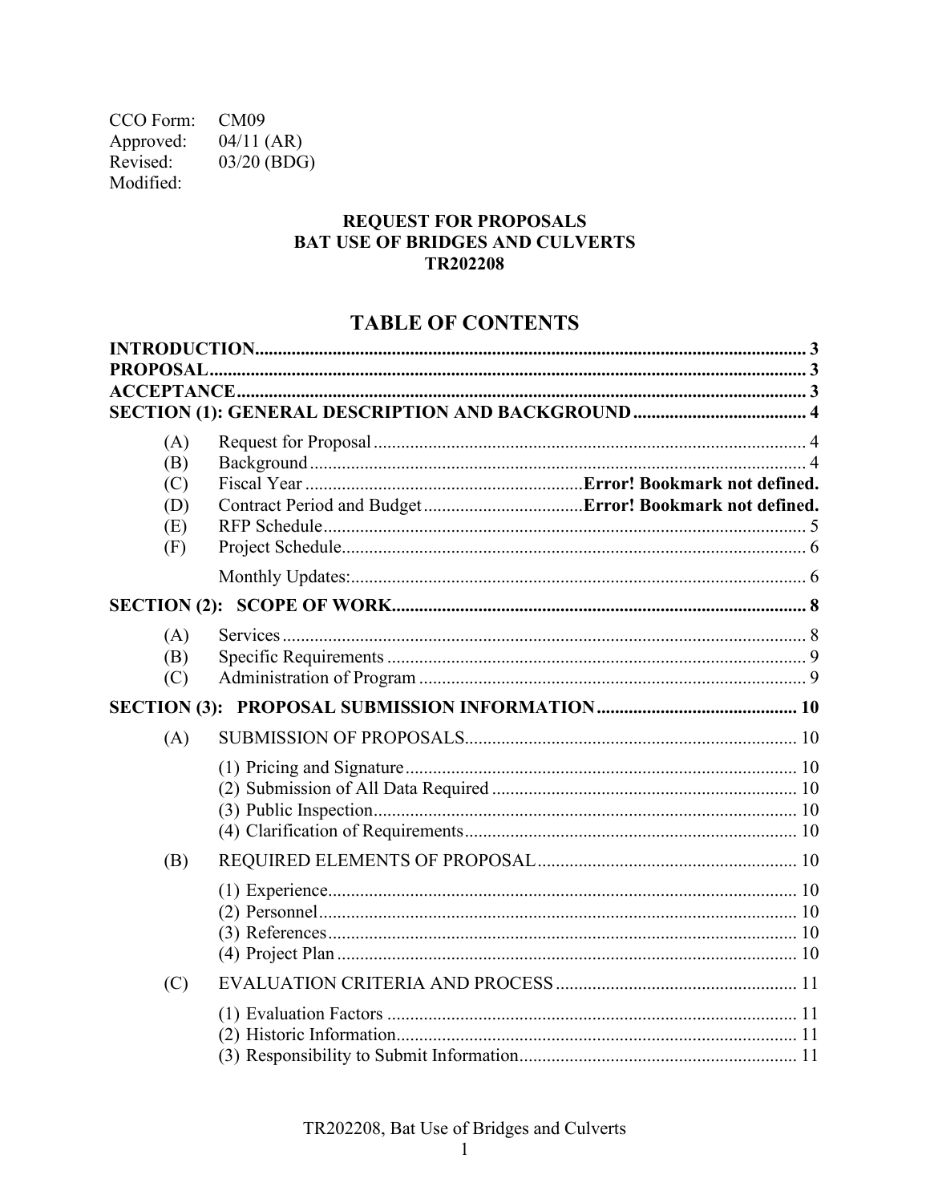CCO Form: CM09
Approved: 04/11 (AR)
Revised: 03/20 (BDG)
Modified:

**REQUEST FOR PROPOSALS**
**BAT USE OF BRIDGES AND CULVERTS**
**TR202208**

# TABLE OF CONTENTS

**INTRODUCTION** ........................................................................................................ 3
**PROPOSAL** ................................................................................................................ 3
**ACCEPTANCE** ........................................................................................................... 3
**SECTION (1): GENERAL DESCRIPTION AND BACKGROUND** ...................................... 4

- (A) Request for Proposal ........................................................................................ 4
- (B) Background ..................................................................................................... 4
- (C) Fiscal Year .................................................. **Error! Bookmark not defined.**
- (D) Contract Period and Budget .................................. **Error! Bookmark not defined.**
- (E) RFP Schedule .................................................................................................. 5
- (F) Project Schedule .............................................................................................. 6
  - Monthly Updates: ................................................................................................ 6

**SECTION (2): SCOPE OF WORK** .................................................................................. 8

- (A) Services ............................................................................................................ 8
- (B) Specific Requirements ..................................................................................... 9
- (C) Administration of Program .............................................................................. 9

**SECTION (3): PROPOSAL SUBMISSION INFORMATION** ............................................ 10

- (A) SUBMISSION OF PROPOSALS ...................................................................... 10
  - (1) Pricing and Signature .................................................................................. 10
  - (2) Submission of All Data Required ................................................................. 10
  - (3) Public Inspection .......................................................................................... 10
  - (4) Clarification of Requirements ...................................................................... 10
- (B) REQUIRED ELEMENTS OF PROPOSAL ........................................................ 10
  - (1) Experience ..................................................................................................... 10
  - (2) Personnel ....................................................................................................... 10
  - (3) References ..................................................................................................... 10
  - (4) Project Plan ................................................................................................... 10
- (C) EVALUATION CRITERIA AND PROCESS ...................................................... 11
  - (1) Evaluation Factors ........................................................................................ 11
  - (2) Historic Information ..................................................................................... 11
  - (3) Responsibility to Submit Information ........................................................... 11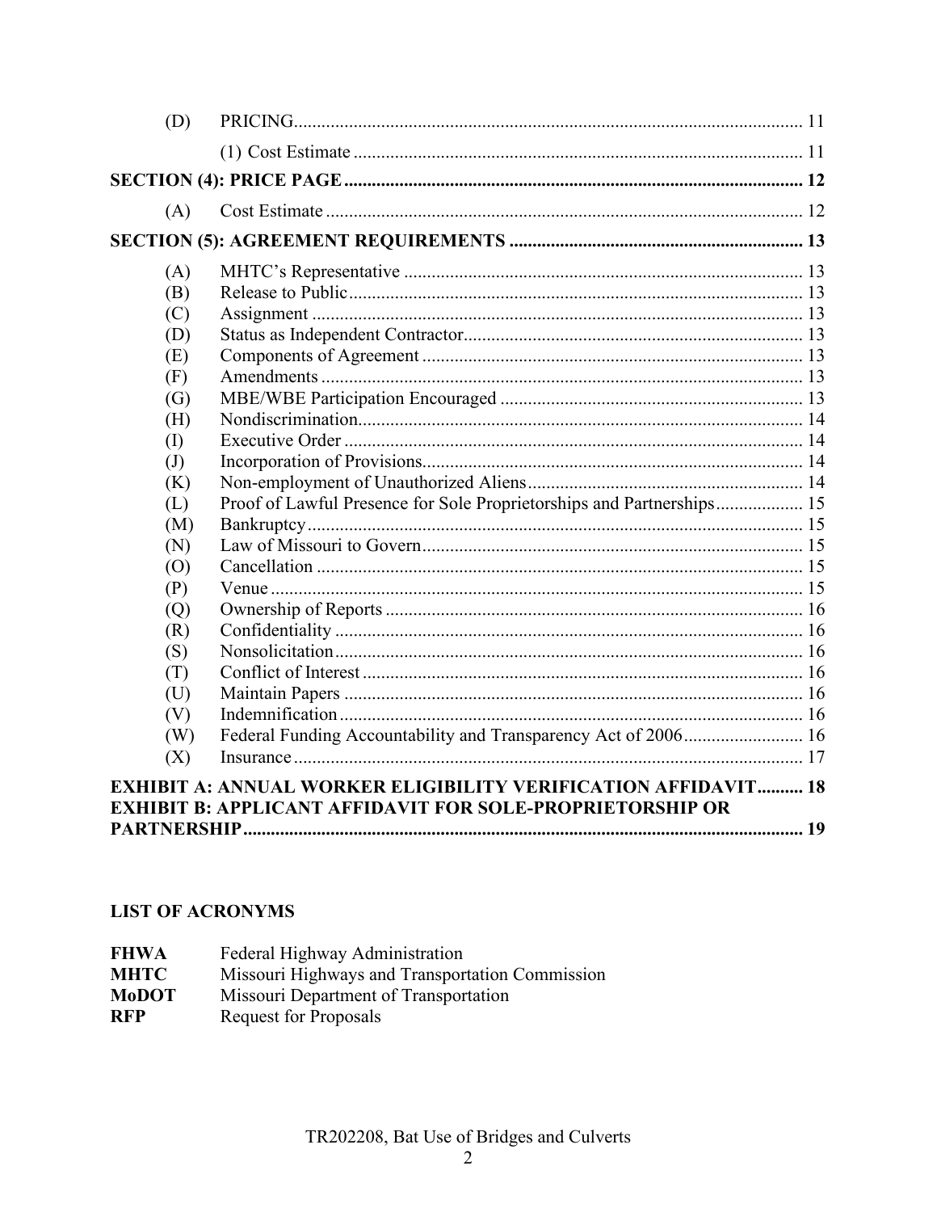(D) PRICING ........................................................................................................ 11

(1) Cost Estimate ................................................................................................ 11

**SECTION (4): PRICE PAGE ........................................................................................ 12**

(A) Cost Estimate ................................................................................................ 12

**SECTION (5): AGREEMENT REQUIREMENTS ........................................................ 13**

(A) MHTC's Representative ................................................................................ 13
(B) Release to Public ............................................................................................ 13
(C) Assignment .................................................................................................... 13
(D) Status as Independent Contractor .................................................................. 13
(E) Components of Agreement ............................................................................ 13
(F) Amendments .................................................................................................. 13
(G) MBE/WBE Participation Encouraged ........................................................... 13
(H) Nondiscrimination .......................................................................................... 14
(I) Executive Order .............................................................................................. 14
(J) Incorporation of Provisions ............................................................................ 14
(K) Non-employment of Unauthorized Aliens ..................................................... 14
(L) Proof of Lawful Presence for Sole Proprietorships and Partnerships ............ 15
(M) Bankruptcy ..................................................................................................... 15
(N) Law of Missouri to Govern ............................................................................ 15
(O) Cancellation ................................................................................................... 15
(P) Venue .............................................................................................................. 15
(Q) Ownership of Reports .................................................................................... 16
(R) Confidentiality ............................................................................................... 16
(S) Nonsolicitation ............................................................................................... 16
(T) Conflict of Interest ......................................................................................... 16
(U) Maintain Papers ............................................................................................. 16
(V) Indemnification .............................................................................................. 16
(W) Federal Funding Accountability and Transparency Act of 2006 ................... 16
(X) Insurance ........................................................................................................ 17

**EXHIBIT A: ANNUAL WORKER ELIGIBILITY VERIFICATION AFFIDAVIT .......... 18**
**EXHIBIT B: APPLICANT AFFIDAVIT FOR SOLE-PROPRIETORSHIP OR PARTNERSHIP ........................................................................................................ 19**

**LIST OF ACRONYMS**

**FHWA** Federal Highway Administration
**MHTC** Missouri Highways and Transportation Commission
**MoDOT** Missouri Department of Transportation
**RFP** Request for Proposals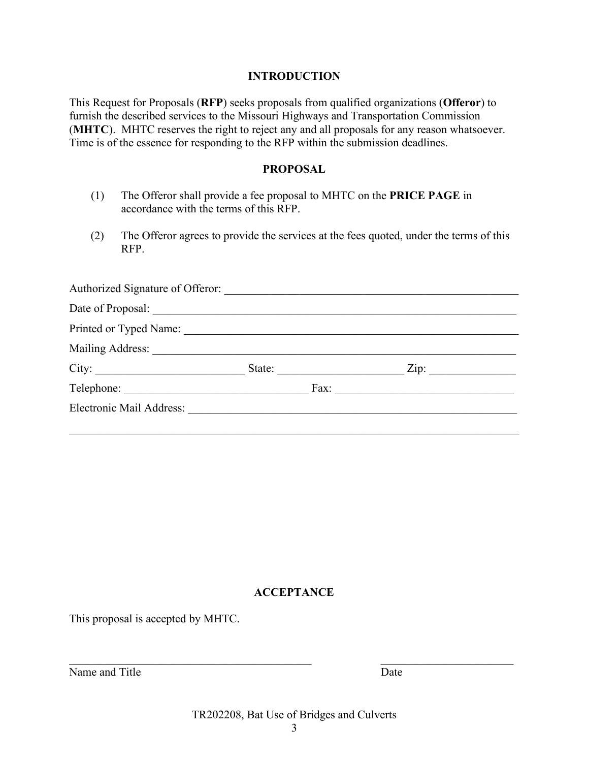## INTRODUCTION

This Request for Proposals (**RFP**) seeks proposals from qualified organizations (**Offeror**) to furnish the described services to the Missouri Highways and Transportation Commission (**MHTC**). MHTC reserves the right to reject any and all proposals for any reason whatsoever. Time is of the essence for responding to the RFP within the submission deadlines.

## PROPOSAL

(1) The Offeror shall provide a fee proposal to MHTC on the **PRICE PAGE** in accordance with the terms of this RFP.

(2) The Offeror agrees to provide the services at the fees quoted, under the terms of this RFP.

Authorized Signature of Offeror: ______________________________________________________

Date of Proposal: ________________________________________________________________

Printed or Typed Name: ___________________________________________________________

Mailing Address: ________________________________________________________________

City: _________________________ State: _____________________ Zip: ______________

Telephone: _______________________________ Fax: ______________________________

Electronic Mail Address: __________________________________________________________

___________________________________________________________________________

## ACCEPTANCE

This proposal is accepted by MHTC.

____________________________________________ ________________________

Name and Title Date

TR202208, Bat Use of Bridges and Culverts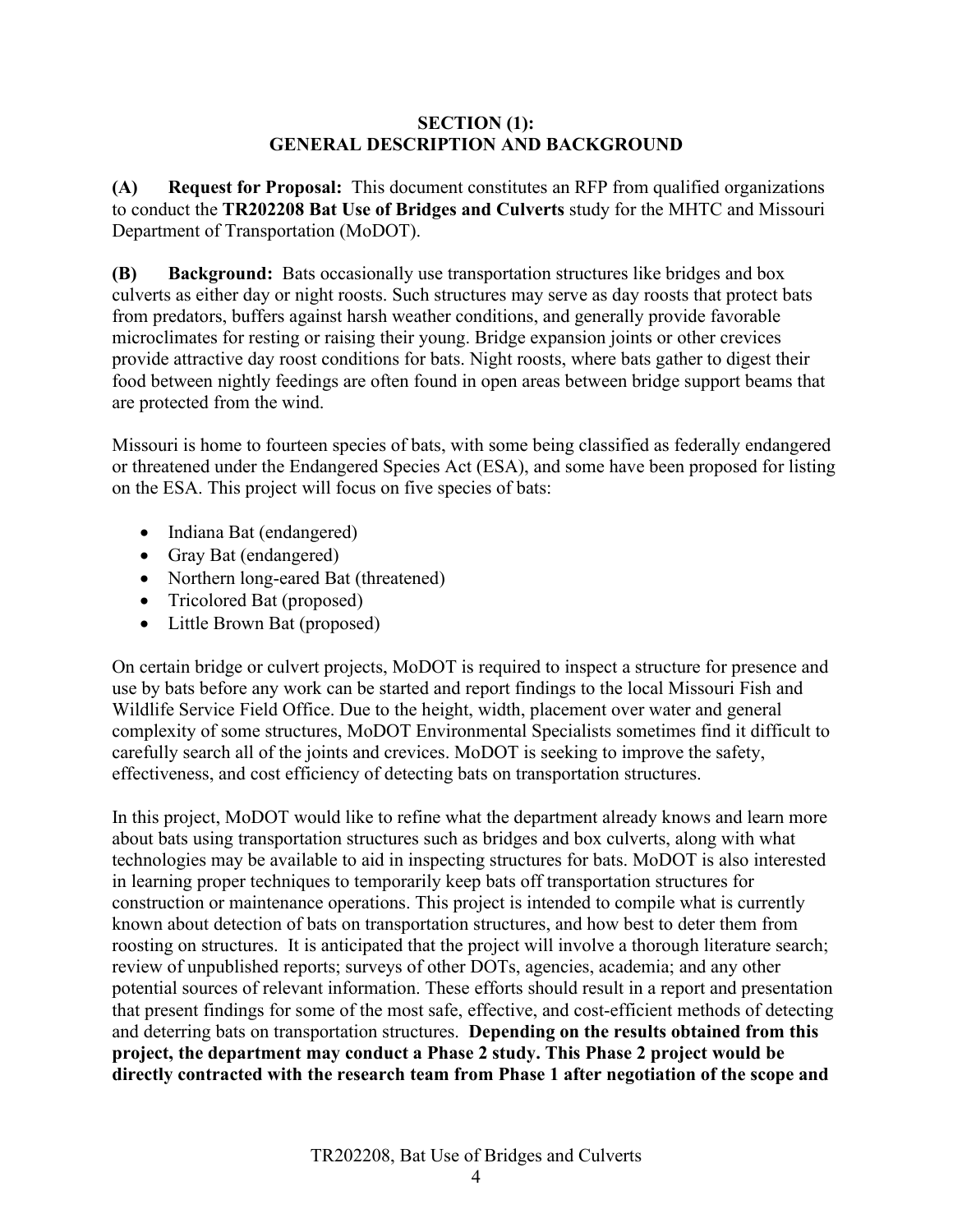**SECTION (1):**
**GENERAL DESCRIPTION AND BACKGROUND**

**(A) Request for Proposal:** This document constitutes an RFP from qualified organizations to conduct the **TR202208 Bat Use of Bridges and Culverts** study for the MHTC and Missouri Department of Transportation (MoDOT).

**(B) Background:** Bats occasionally use transportation structures like bridges and box culverts as either day or night roosts. Such structures may serve as day roosts that protect bats from predators, buffers against harsh weather conditions, and generally provide favorable microclimates for resting or raising their young. Bridge expansion joints or other crevices provide attractive day roost conditions for bats. Night roosts, where bats gather to digest their food between nightly feedings are often found in open areas between bridge support beams that are protected from the wind.

Missouri is home to fourteen species of bats, with some being classified as federally endangered or threatened under the Endangered Species Act (ESA), and some have been proposed for listing on the ESA. This project will focus on five species of bats:

- Indiana Bat (endangered)
- Gray Bat (endangered)
- Northern long-eared Bat (threatened)
- Tricolored Bat (proposed)
- Little Brown Bat (proposed)

On certain bridge or culvert projects, MoDOT is required to inspect a structure for presence and use by bats before any work can be started and report findings to the local Missouri Fish and Wildlife Service Field Office. Due to the height, width, placement over water and general complexity of some structures, MoDOT Environmental Specialists sometimes find it difficult to carefully search all of the joints and crevices. MoDOT is seeking to improve the safety, effectiveness, and cost efficiency of detecting bats on transportation structures.

In this project, MoDOT would like to refine what the department already knows and learn more about bats using transportation structures such as bridges and box culverts, along with what technologies may be available to aid in inspecting structures for bats. MoDOT is also interested in learning proper techniques to temporarily keep bats off transportation structures for construction or maintenance operations. This project is intended to compile what is currently known about detection of bats on transportation structures, and how best to deter them from roosting on structures. It is anticipated that the project will involve a thorough literature search; review of unpublished reports; surveys of other DOTs, agencies, academia; and any other potential sources of relevant information. These efforts should result in a report and presentation that present findings for some of the most safe, effective, and cost-efficient methods of detecting and deterring bats on transportation structures. **Depending on the results obtained from this project, the department may conduct a Phase 2 study. This Phase 2 project would be directly contracted with the research team from Phase 1 after negotiation of the scope and**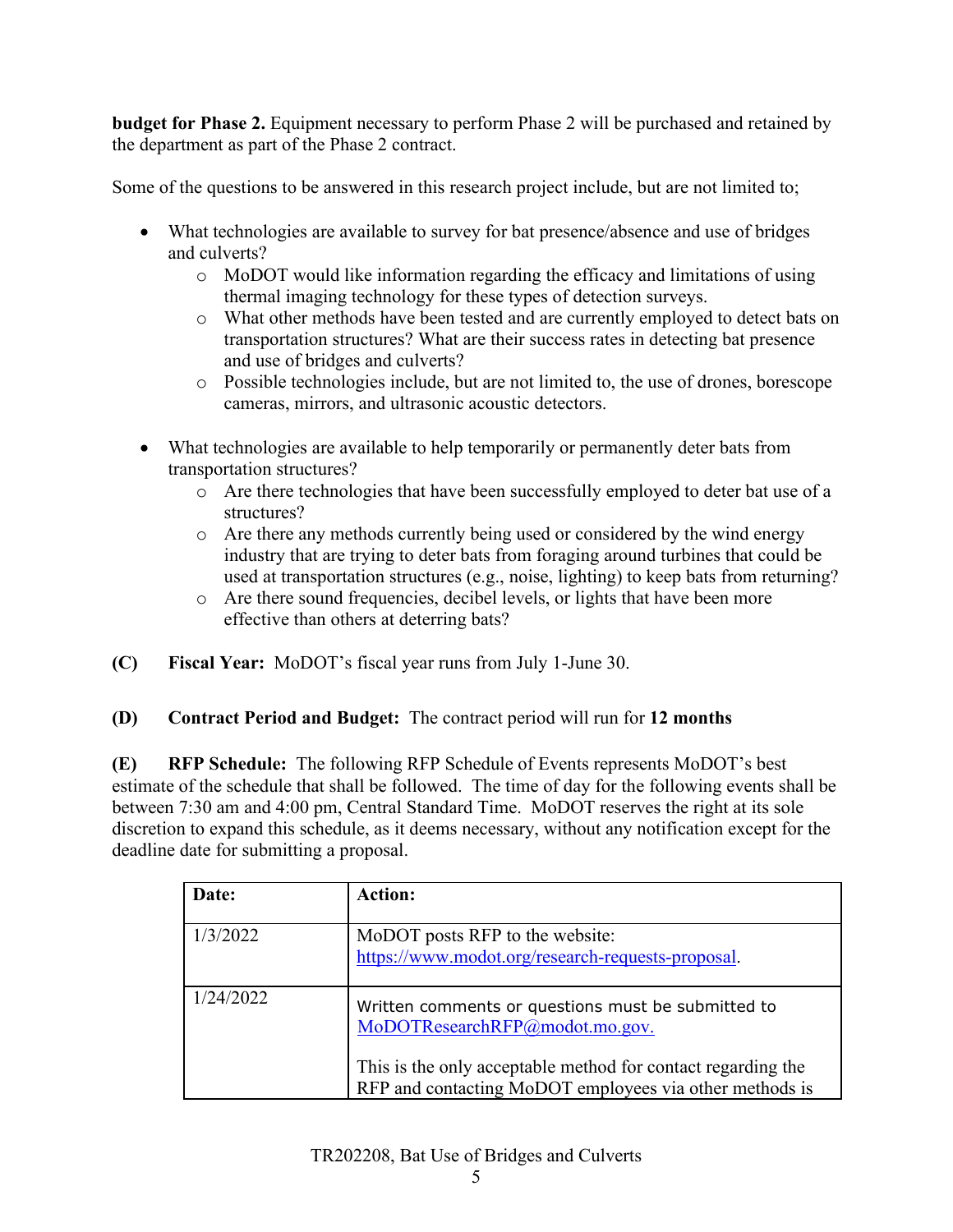**budget for Phase 2.** Equipment necessary to perform Phase 2 will be purchased and retained by the department as part of the Phase 2 contract.

Some of the questions to be answered in this research project include, but are not limited to;

- What technologies are available to survey for bat presence/absence and use of bridges and culverts?
  - MoDOT would like information regarding the efficacy and limitations of using thermal imaging technology for these types of detection surveys.
  - What other methods have been tested and are currently employed to detect bats on transportation structures? What are their success rates in detecting bat presence and use of bridges and culverts?
  - Possible technologies include, but are not limited to, the use of drones, borescope cameras, mirrors, and ultrasonic acoustic detectors.

- What technologies are available to help temporarily or permanently deter bats from transportation structures?
  - Are there technologies that have been successfully employed to deter bat use of a structures?
  - Are there any methods currently being used or considered by the wind energy industry that are trying to deter bats from foraging around turbines that could be used at transportation structures (e.g., noise, lighting) to keep bats from returning?
  - Are there sound frequencies, decibel levels, or lights that have been more effective than others at deterring bats?

**(C) Fiscal Year:** MoDOT's fiscal year runs from July 1-June 30.

**(D) Contract Period and Budget:** The contract period will run for **12 months**

**(E) RFP Schedule:** The following RFP Schedule of Events represents MoDOT's best estimate of the schedule that shall be followed. The time of day for the following events shall be between 7:30 am and 4:00 pm, Central Standard Time. MoDOT reserves the right at its sole discretion to expand this schedule, as it deems necessary, without any notification except for the deadline date for submitting a proposal.

| Date: | Action: |
|---|---|
| 1/3/2022 | MoDOT posts RFP to the website: https://www.modot.org/research-requests-proposal. |
| 1/24/2022 | Written comments or questions must be submitted to MoDOTResearchRFP@modot.mo.gov.<br><br>This is the only acceptable method for contact regarding the RFP and contacting MoDOT employees via other methods is |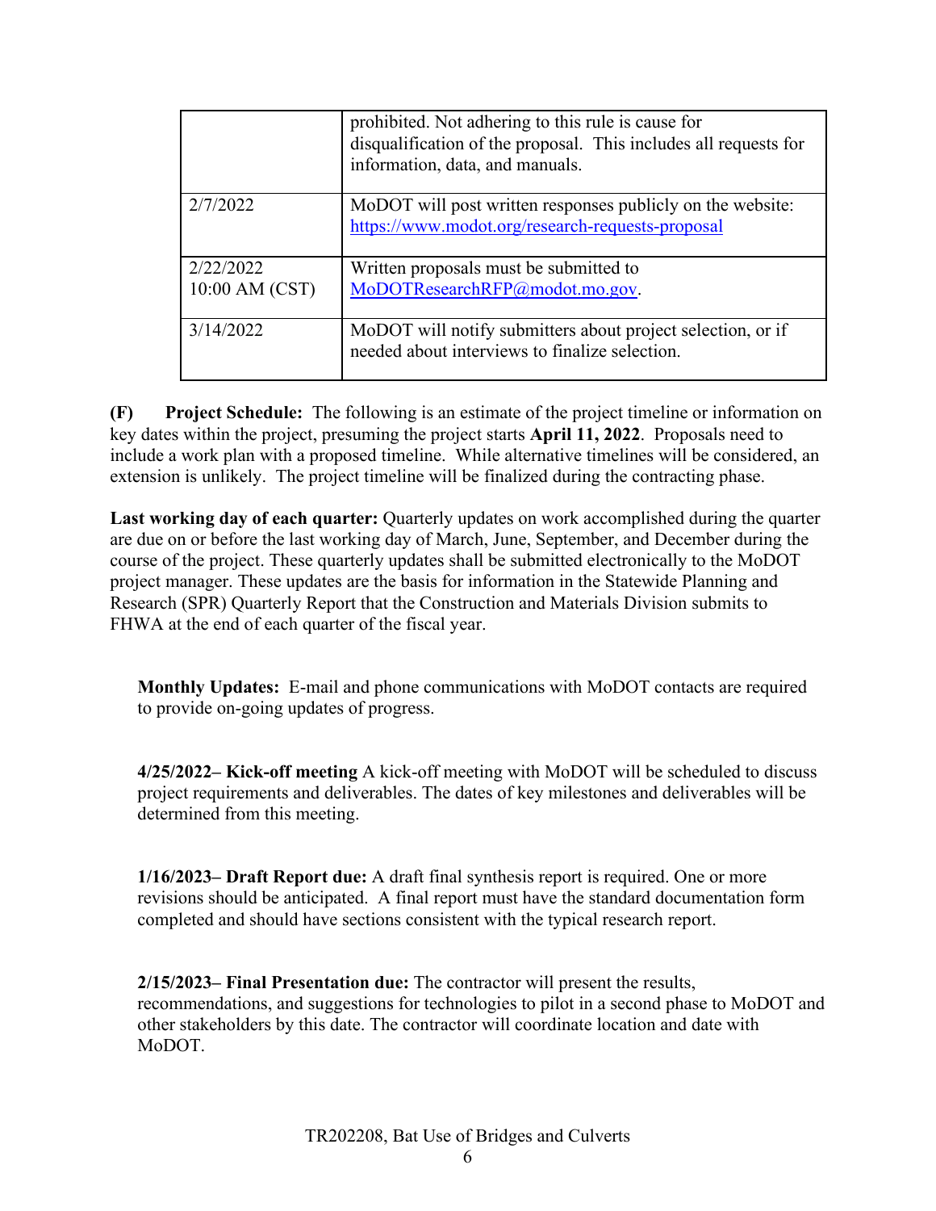| | |
|---|---|
| | prohibited. Not adhering to this rule is cause for disqualification of the proposal. This includes all requests for information, data, and manuals. |
| 2/7/2022 | MoDOT will post written responses publicly on the website: https://www.modot.org/research-requests-proposal |
| 2/22/2022 10:00 AM (CST) | Written proposals must be submitted to MoDOTResearchRFP@modot.mo.gov. |
| 3/14/2022 | MoDOT will notify submitters about project selection, or if needed about interviews to finalize selection. |

**(F) Project Schedule:** The following is an estimate of the project timeline or information on key dates within the project, presuming the project starts **April 11, 2022**. Proposals need to include a work plan with a proposed timeline. While alternative timelines will be considered, an extension is unlikely. The project timeline will be finalized during the contracting phase.

**Last working day of each quarter:** Quarterly updates on work accomplished during the quarter are due on or before the last working day of March, June, September, and December during the course of the project. These quarterly updates shall be submitted electronically to the MoDOT project manager. These updates are the basis for information in the Statewide Planning and Research (SPR) Quarterly Report that the Construction and Materials Division submits to FHWA at the end of each quarter of the fiscal year.

**Monthly Updates:** E-mail and phone communications with MoDOT contacts are required to provide on-going updates of progress.

**4/25/2022– Kick-off meeting** A kick-off meeting with MoDOT will be scheduled to discuss project requirements and deliverables. The dates of key milestones and deliverables will be determined from this meeting.

**1/16/2023– Draft Report due:** A draft final synthesis report is required. One or more revisions should be anticipated. A final report must have the standard documentation form completed and should have sections consistent with the typical research report.

**2/15/2023– Final Presentation due:** The contractor will present the results, recommendations, and suggestions for technologies to pilot in a second phase to MoDOT and other stakeholders by this date. The contractor will coordinate location and date with MoDOT.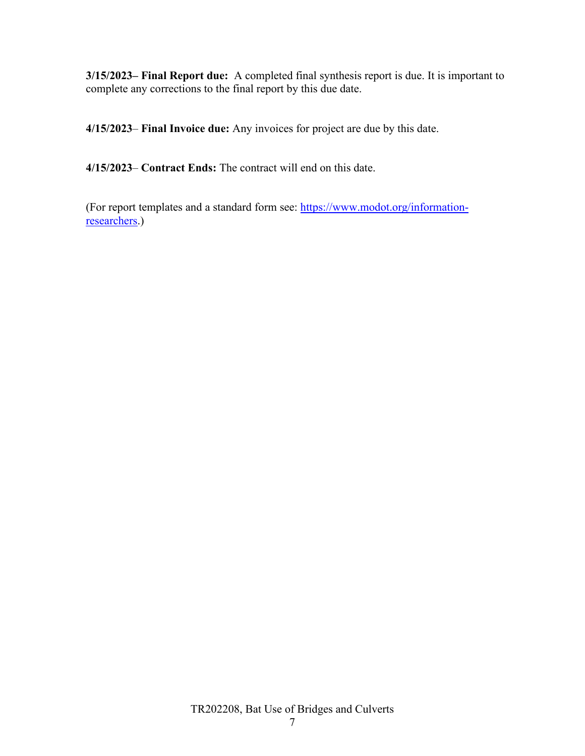**3/15/2023– Final Report due:** A completed final synthesis report is due. It is important to complete any corrections to the final report by this due date.

**4/15/2023**– **Final Invoice due:** Any invoices for project are due by this date.

**4/15/2023**– **Contract Ends:** The contract will end on this date.

(For report templates and a standard form see: [https://www.modot.org/information-researchers](https://www.modot.org/information-researchers).)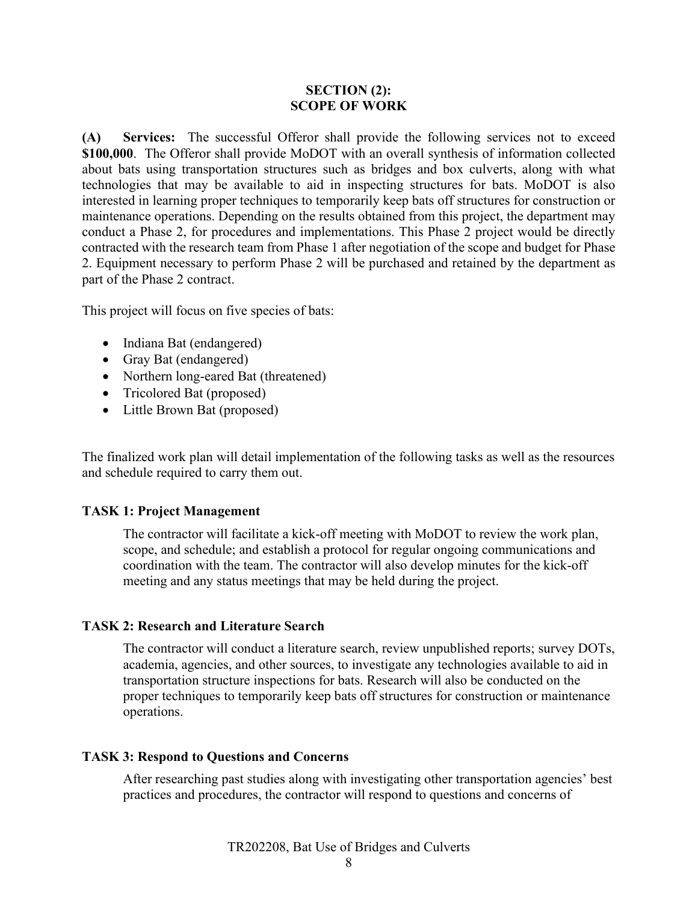## SECTION (2): SCOPE OF WORK

**(A) Services:** The successful Offeror shall provide the following services not to exceed **$100,000**. The Offeror shall provide MoDOT with an overall synthesis of information collected about bats using transportation structures such as bridges and box culverts, along with what technologies that may be available to aid in inspecting structures for bats. MoDOT is also interested in learning proper techniques to temporarily keep bats off structures for construction or maintenance operations. Depending on the results obtained from this project, the department may conduct a Phase 2, for procedures and implementations. This Phase 2 project would be directly contracted with the research team from Phase 1 after negotiation of the scope and budget for Phase 2. Equipment necessary to perform Phase 2 will be purchased and retained by the department as part of the Phase 2 contract.

This project will focus on five species of bats:

- Indiana Bat (endangered)
- Gray Bat (endangered)
- Northern long-eared Bat (threatened)
- Tricolored Bat (proposed)
- Little Brown Bat (proposed)

The finalized work plan will detail implementation of the following tasks as well as the resources and schedule required to carry them out.

### TASK 1: Project Management

The contractor will facilitate a kick-off meeting with MoDOT to review the work plan, scope, and schedule; and establish a protocol for regular ongoing communications and coordination with the team. The contractor will also develop minutes for the kick-off meeting and any status meetings that may be held during the project.

### TASK 2: Research and Literature Search

The contractor will conduct a literature search, review unpublished reports; survey DOTs, academia, agencies, and other sources, to investigate any technologies available to aid in transportation structure inspections for bats. Research will also be conducted on the proper techniques to temporarily keep bats off structures for construction or maintenance operations.

### TASK 3: Respond to Questions and Concerns

After researching past studies along with investigating other transportation agencies' best practices and procedures, the contractor will respond to questions and concerns of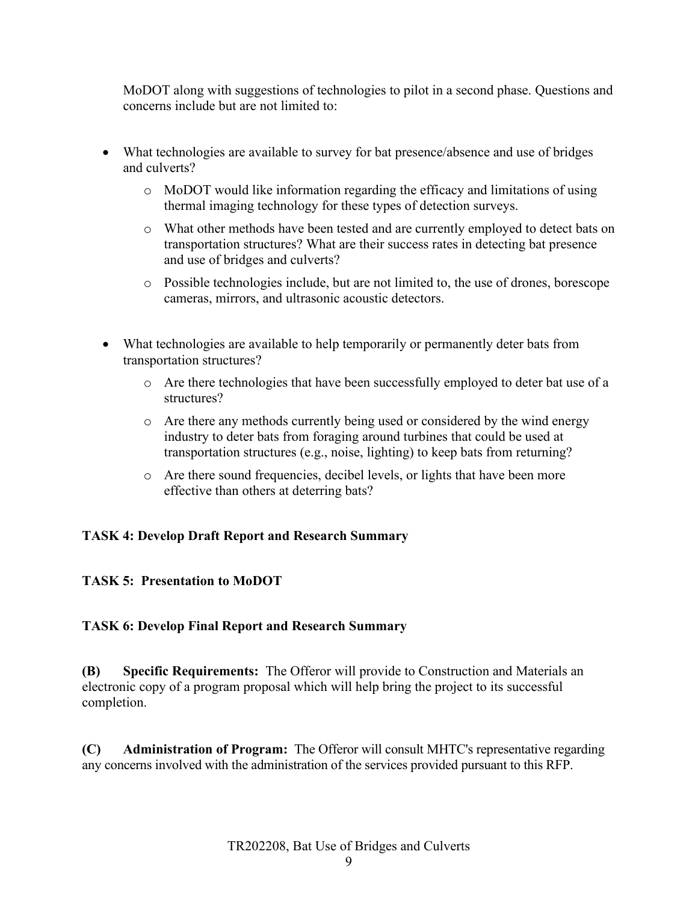MoDOT along with suggestions of technologies to pilot in a second phase. Questions and concerns include but are not limited to:

- What technologies are available to survey for bat presence/absence and use of bridges and culverts?
    - MoDOT would like information regarding the efficacy and limitations of using thermal imaging technology for these types of detection surveys.
    - What other methods have been tested and are currently employed to detect bats on transportation structures? What are their success rates in detecting bat presence and use of bridges and culverts?
    - Possible technologies include, but are not limited to, the use of drones, borescope cameras, mirrors, and ultrasonic acoustic detectors.

- What technologies are available to help temporarily or permanently deter bats from transportation structures?
    - Are there technologies that have been successfully employed to deter bat use of a structures?
    - Are there any methods currently being used or considered by the wind energy industry to deter bats from foraging around turbines that could be used at transportation structures (e.g., noise, lighting) to keep bats from returning?
    - Are there sound frequencies, decibel levels, or lights that have been more effective than others at deterring bats?

**TASK 4: Develop Draft Report and Research Summary**

**TASK 5: Presentation to MoDOT**

**TASK 6: Develop Final Report and Research Summary**

**(B) Specific Requirements:** The Offeror will provide to Construction and Materials an electronic copy of a program proposal which will help bring the project to its successful completion.

**(C) Administration of Program:** The Offeror will consult MHTC's representative regarding any concerns involved with the administration of the services provided pursuant to this RFP.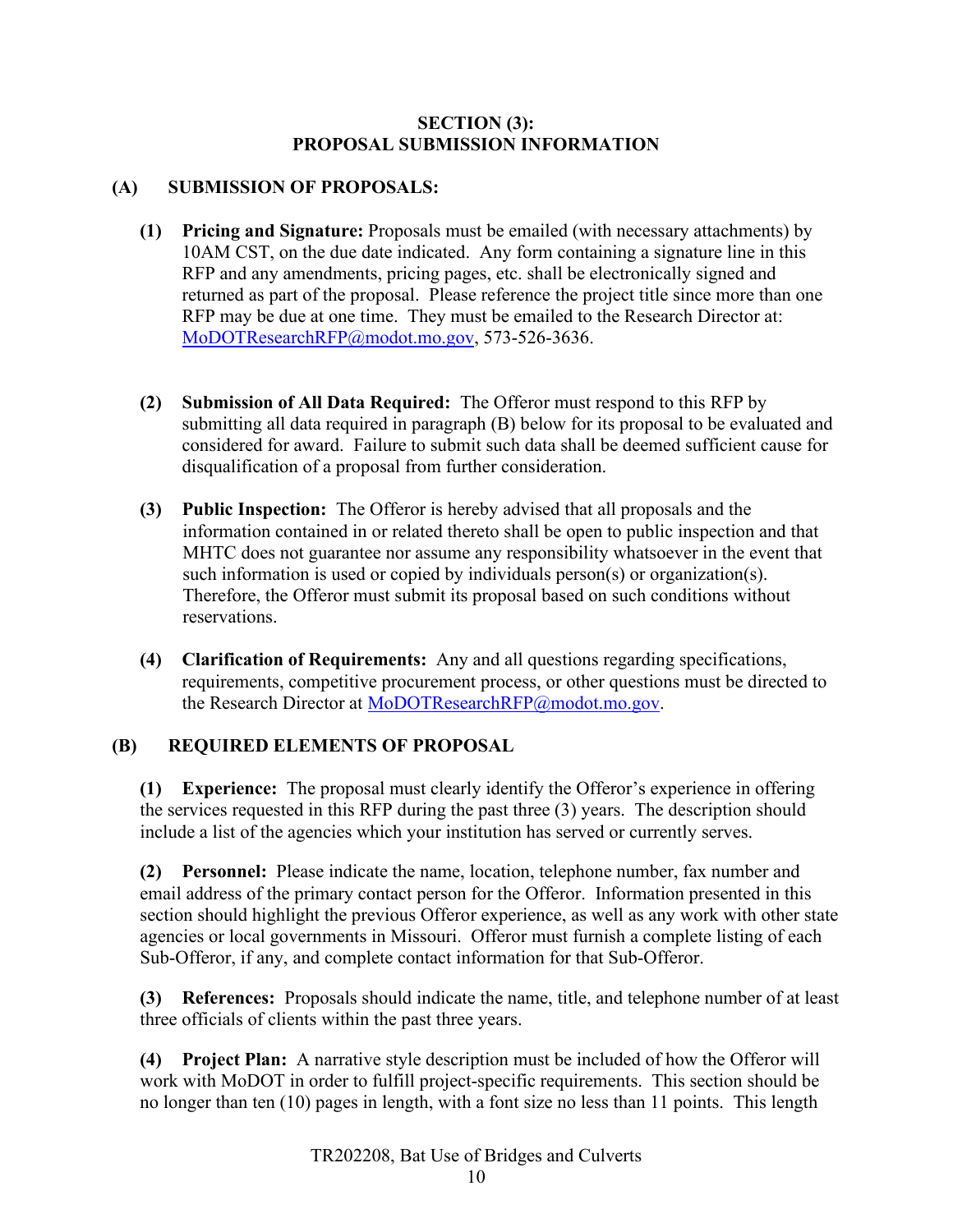## SECTION (3): PROPOSAL SUBMISSION INFORMATION

### (A) SUBMISSION OF PROPOSALS:

**(1) Pricing and Signature:** Proposals must be emailed (with necessary attachments) by 10AM CST, on the due date indicated. Any form containing a signature line in this RFP and any amendments, pricing pages, etc. shall be electronically signed and returned as part of the proposal. Please reference the project title since more than one RFP may be due at one time. They must be emailed to the Research Director at: MoDOTResearchRFP@modot.mo.gov, 573-526-3636.

**(2) Submission of All Data Required:** The Offeror must respond to this RFP by submitting all data required in paragraph (B) below for its proposal to be evaluated and considered for award. Failure to submit such data shall be deemed sufficient cause for disqualification of a proposal from further consideration.

**(3) Public Inspection:** The Offeror is hereby advised that all proposals and the information contained in or related thereto shall be open to public inspection and that MHTC does not guarantee nor assume any responsibility whatsoever in the event that such information is used or copied by individuals person(s) or organization(s). Therefore, the Offeror must submit its proposal based on such conditions without reservations.

**(4) Clarification of Requirements:** Any and all questions regarding specifications, requirements, competitive procurement process, or other questions must be directed to the Research Director at MoDOTResearchRFP@modot.mo.gov.

### (B) REQUIRED ELEMENTS OF PROPOSAL

**(1) Experience:** The proposal must clearly identify the Offeror's experience in offering the services requested in this RFP during the past three (3) years. The description should include a list of the agencies which your institution has served or currently serves.

**(2) Personnel:** Please indicate the name, location, telephone number, fax number and email address of the primary contact person for the Offeror. Information presented in this section should highlight the previous Offeror experience, as well as any work with other state agencies or local governments in Missouri. Offeror must furnish a complete listing of each Sub-Offeror, if any, and complete contact information for that Sub-Offeror.

**(3) References:** Proposals should indicate the name, title, and telephone number of at least three officials of clients within the past three years.

**(4) Project Plan:** A narrative style description must be included of how the Offeror will work with MoDOT in order to fulfill project-specific requirements. This section should be no longer than ten (10) pages in length, with a font size no less than 11 points. This length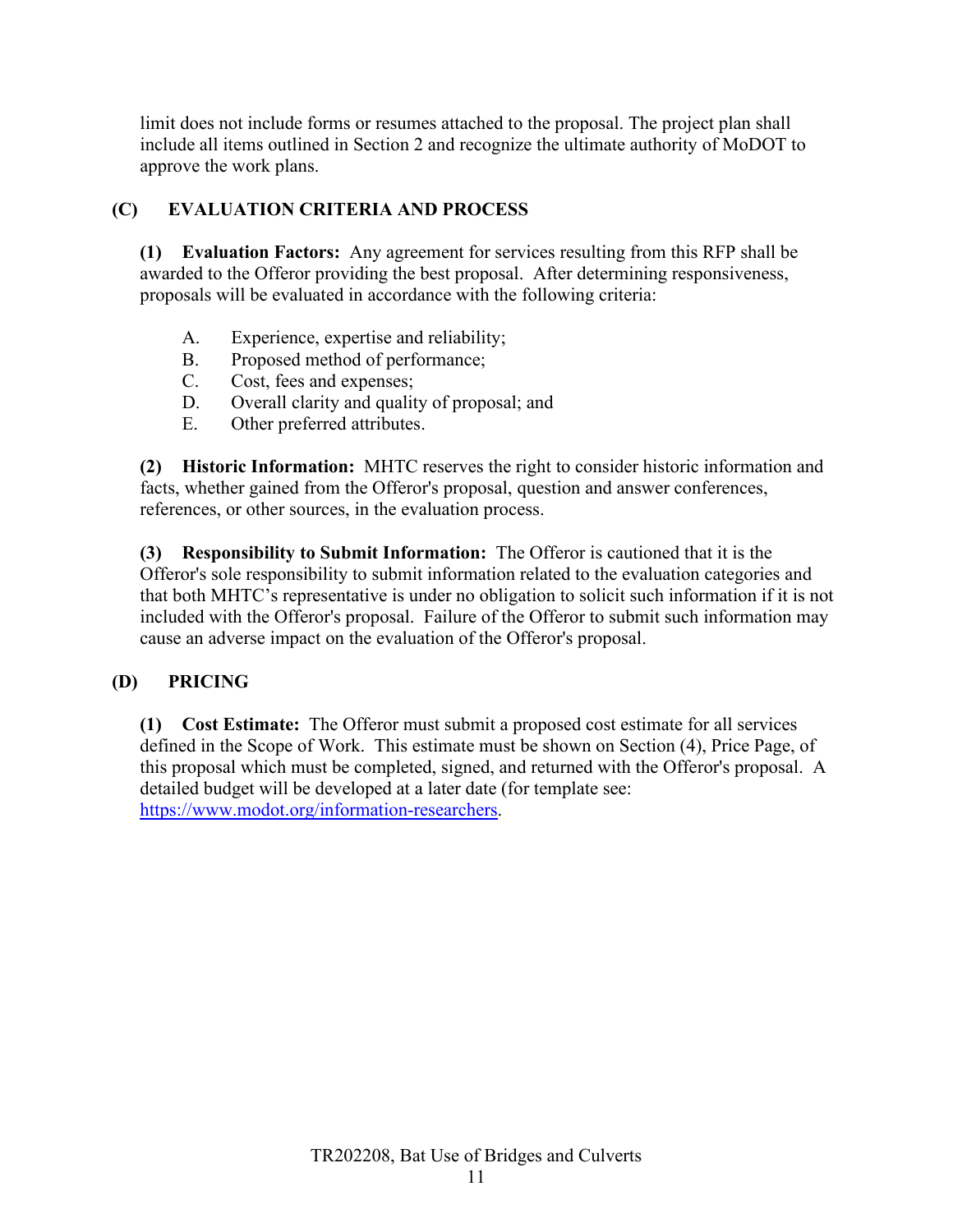limit does not include forms or resumes attached to the proposal. The project plan shall include all items outlined in Section 2 and recognize the ultimate authority of MoDOT to approve the work plans.

## (C) EVALUATION CRITERIA AND PROCESS

**(1) Evaluation Factors:** Any agreement for services resulting from this RFP shall be awarded to the Offeror providing the best proposal. After determining responsiveness, proposals will be evaluated in accordance with the following criteria:

A. Experience, expertise and reliability;
B. Proposed method of performance;
C. Cost, fees and expenses;
D. Overall clarity and quality of proposal; and
E. Other preferred attributes.

**(2) Historic Information:** MHTC reserves the right to consider historic information and facts, whether gained from the Offeror's proposal, question and answer conferences, references, or other sources, in the evaluation process.

**(3) Responsibility to Submit Information:** The Offeror is cautioned that it is the Offeror's sole responsibility to submit information related to the evaluation categories and that both MHTC's representative is under no obligation to solicit such information if it is not included with the Offeror's proposal. Failure of the Offeror to submit such information may cause an adverse impact on the evaluation of the Offeror's proposal.

## (D) PRICING

**(1) Cost Estimate:** The Offeror must submit a proposed cost estimate for all services defined in the Scope of Work. This estimate must be shown on Section (4), Price Page, of this proposal which must be completed, signed, and returned with the Offeror's proposal. A detailed budget will be developed at a later date (for template see: https://www.modot.org/information-researchers.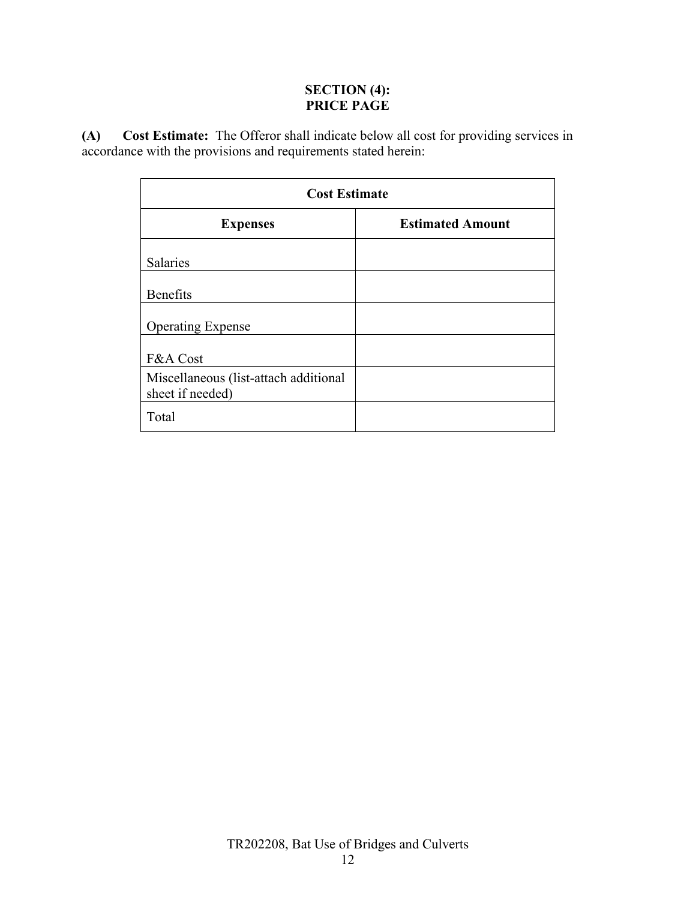## SECTION (4):
## PRICE PAGE

**(A) Cost Estimate:** The Offeror shall indicate below all cost for providing services in accordance with the provisions and requirements stated herein:

| Cost Estimate | |
|---|---|
| **Expenses** | **Estimated Amount** |
| Salaries | |
| Benefits | |
| Operating Expense | |
| F&A Cost | |
| Miscellaneous (list-attach additional sheet if needed) | |
| Total | |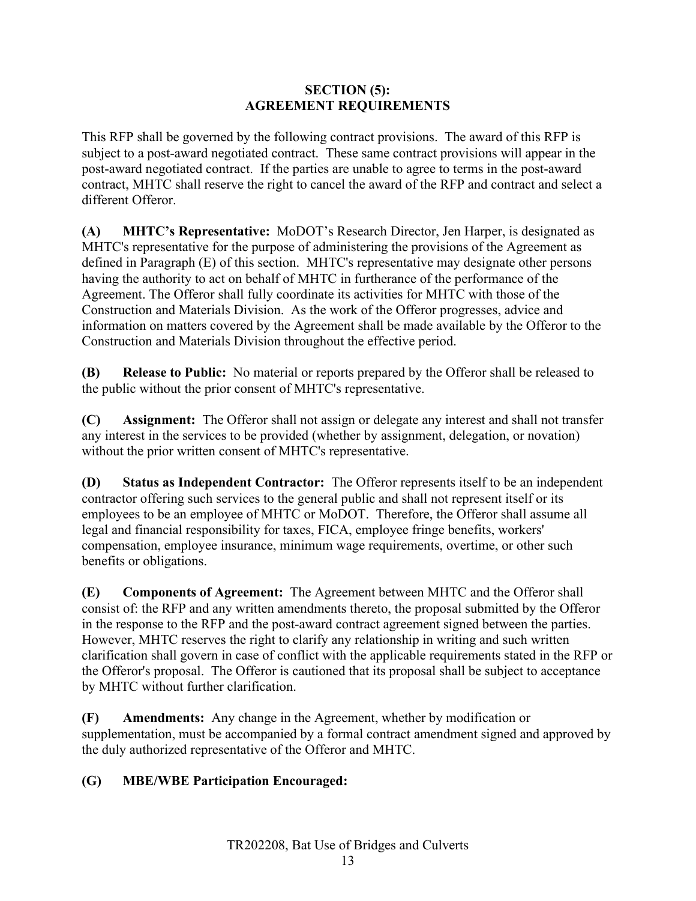## SECTION (5): AGREEMENT REQUIREMENTS

This RFP shall be governed by the following contract provisions. The award of this RFP is subject to a post-award negotiated contract. These same contract provisions will appear in the post-award negotiated contract. If the parties are unable to agree to terms in the post-award contract, MHTC shall reserve the right to cancel the award of the RFP and contract and select a different Offeror.

**(A) MHTC's Representative:** MoDOT's Research Director, Jen Harper, is designated as MHTC's representative for the purpose of administering the provisions of the Agreement as defined in Paragraph (E) of this section. MHTC's representative may designate other persons having the authority to act on behalf of MHTC in furtherance of the performance of the Agreement. The Offeror shall fully coordinate its activities for MHTC with those of the Construction and Materials Division. As the work of the Offeror progresses, advice and information on matters covered by the Agreement shall be made available by the Offeror to the Construction and Materials Division throughout the effective period.

**(B) Release to Public:** No material or reports prepared by the Offeror shall be released to the public without the prior consent of MHTC's representative.

**(C) Assignment:** The Offeror shall not assign or delegate any interest and shall not transfer any interest in the services to be provided (whether by assignment, delegation, or novation) without the prior written consent of MHTC's representative.

**(D) Status as Independent Contractor:** The Offeror represents itself to be an independent contractor offering such services to the general public and shall not represent itself or its employees to be an employee of MHTC or MoDOT. Therefore, the Offeror shall assume all legal and financial responsibility for taxes, FICA, employee fringe benefits, workers' compensation, employee insurance, minimum wage requirements, overtime, or other such benefits or obligations.

**(E) Components of Agreement:** The Agreement between MHTC and the Offeror shall consist of: the RFP and any written amendments thereto, the proposal submitted by the Offeror in the response to the RFP and the post-award contract agreement signed between the parties. However, MHTC reserves the right to clarify any relationship in writing and such written clarification shall govern in case of conflict with the applicable requirements stated in the RFP or the Offeror's proposal. The Offeror is cautioned that its proposal shall be subject to acceptance by MHTC without further clarification.

**(F) Amendments:** Any change in the Agreement, whether by modification or supplementation, must be accompanied by a formal contract amendment signed and approved by the duly authorized representative of the Offeror and MHTC.

**(G) MBE/WBE Participation Encouraged:**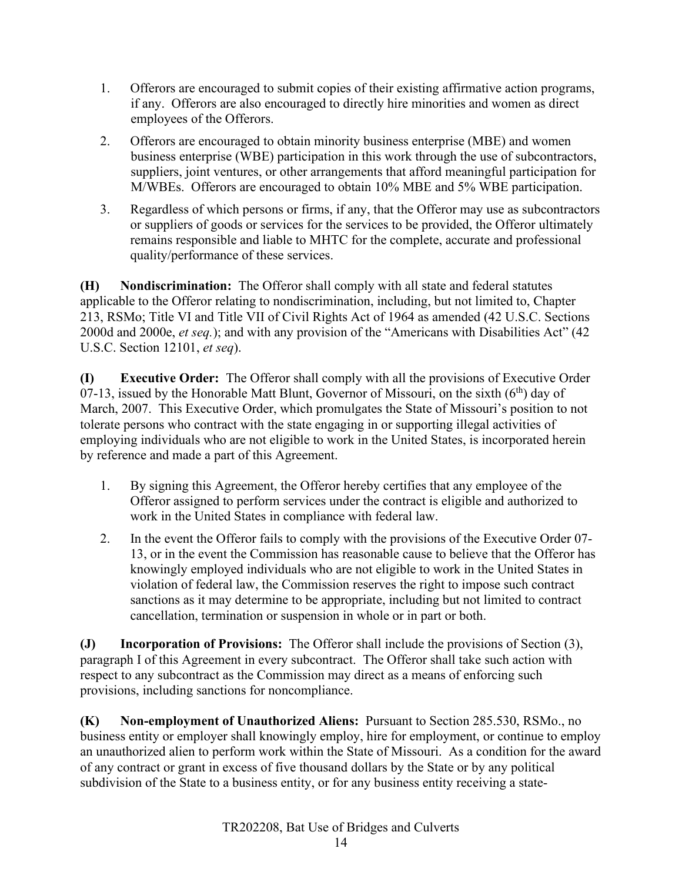1. Offerors are encouraged to submit copies of their existing affirmative action programs, if any. Offerors are also encouraged to directly hire minorities and women as direct employees of the Offerors.
2. Offerors are encouraged to obtain minority business enterprise (MBE) and women business enterprise (WBE) participation in this work through the use of subcontractors, suppliers, joint ventures, or other arrangements that afford meaningful participation for M/WBEs. Offerors are encouraged to obtain 10% MBE and 5% WBE participation.
3. Regardless of which persons or firms, if any, that the Offeror may use as subcontractors or suppliers of goods or services for the services to be provided, the Offeror ultimately remains responsible and liable to MHTC for the complete, accurate and professional quality/performance of these services.

**(H) Nondiscrimination:** The Offeror shall comply with all state and federal statutes applicable to the Offeror relating to nondiscrimination, including, but not limited to, Chapter 213, RSMo; Title VI and Title VII of Civil Rights Act of 1964 as amended (42 U.S.C. Sections 2000d and 2000e, *et seq.*); and with any provision of the "Americans with Disabilities Act" (42 U.S.C. Section 12101, *et seq*).

**(I) Executive Order:** The Offeror shall comply with all the provisions of Executive Order 07-13, issued by the Honorable Matt Blunt, Governor of Missouri, on the sixth (6th) day of March, 2007. This Executive Order, which promulgates the State of Missouri's position to not tolerate persons who contract with the state engaging in or supporting illegal activities of employing individuals who are not eligible to work in the United States, is incorporated herein by reference and made a part of this Agreement.

1. By signing this Agreement, the Offeror hereby certifies that any employee of the Offeror assigned to perform services under the contract is eligible and authorized to work in the United States in compliance with federal law.
2. In the event the Offeror fails to comply with the provisions of the Executive Order 07-13, or in the event the Commission has reasonable cause to believe that the Offeror has knowingly employed individuals who are not eligible to work in the United States in violation of federal law, the Commission reserves the right to impose such contract sanctions as it may determine to be appropriate, including but not limited to contract cancellation, termination or suspension in whole or in part or both.

**(J) Incorporation of Provisions:** The Offeror shall include the provisions of Section (3), paragraph I of this Agreement in every subcontract. The Offeror shall take such action with respect to any subcontract as the Commission may direct as a means of enforcing such provisions, including sanctions for noncompliance.

**(K) Non-employment of Unauthorized Aliens:** Pursuant to Section 285.530, RSMo., no business entity or employer shall knowingly employ, hire for employment, or continue to employ an unauthorized alien to perform work within the State of Missouri. As a condition for the award of any contract or grant in excess of five thousand dollars by the State or by any political subdivision of the State to a business entity, or for any business entity receiving a state-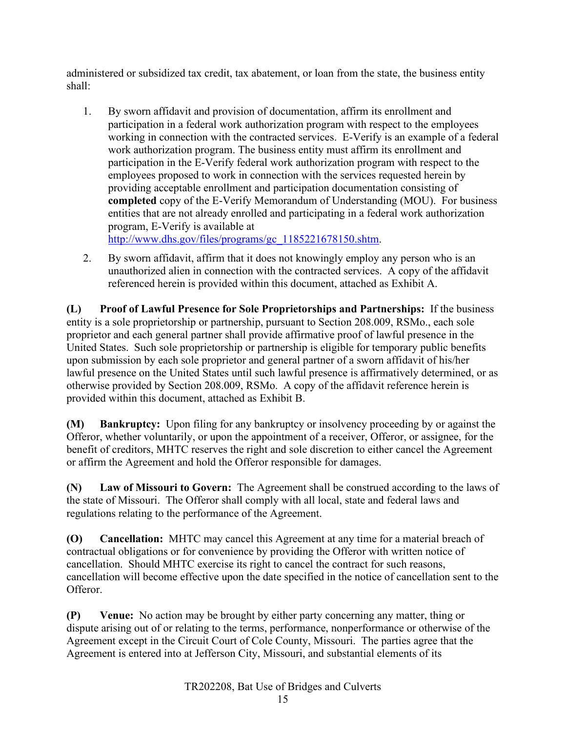administered or subsidized tax credit, tax abatement, or loan from the state, the business entity shall:

1. By sworn affidavit and provision of documentation, affirm its enrollment and participation in a federal work authorization program with respect to the employees working in connection with the contracted services. E-Verify is an example of a federal work authorization program. The business entity must affirm its enrollment and participation in the E-Verify federal work authorization program with respect to the employees proposed to work in connection with the services requested herein by providing acceptable enrollment and participation documentation consisting of **completed** copy of the E-Verify Memorandum of Understanding (MOU). For business entities that are not already enrolled and participating in a federal work authorization program, E-Verify is available at [http://www.dhs.gov/files/programs/gc_1185221678150.shtm](http://www.dhs.gov/files/programs/gc_1185221678150.shtm).

2. By sworn affidavit, affirm that it does not knowingly employ any person who is an unauthorized alien in connection with the contracted services. A copy of the affidavit referenced herein is provided within this document, attached as Exhibit A.

**(L) Proof of Lawful Presence for Sole Proprietorships and Partnerships:** If the business entity is a sole proprietorship or partnership, pursuant to Section 208.009, RSMo., each sole proprietor and each general partner shall provide affirmative proof of lawful presence in the United States. Such sole proprietorship or partnership is eligible for temporary public benefits upon submission by each sole proprietor and general partner of a sworn affidavit of his/her lawful presence on the United States until such lawful presence is affirmatively determined, or as otherwise provided by Section 208.009, RSMo. A copy of the affidavit reference herein is provided within this document, attached as Exhibit B.

**(M) Bankruptcy:** Upon filing for any bankruptcy or insolvency proceeding by or against the Offeror, whether voluntarily, or upon the appointment of a receiver, Offeror, or assignee, for the benefit of creditors, MHTC reserves the right and sole discretion to either cancel the Agreement or affirm the Agreement and hold the Offeror responsible for damages.

**(N) Law of Missouri to Govern:** The Agreement shall be construed according to the laws of the state of Missouri. The Offeror shall comply with all local, state and federal laws and regulations relating to the performance of the Agreement.

**(O) Cancellation:** MHTC may cancel this Agreement at any time for a material breach of contractual obligations or for convenience by providing the Offeror with written notice of cancellation. Should MHTC exercise its right to cancel the contract for such reasons, cancellation will become effective upon the date specified in the notice of cancellation sent to the Offeror.

**(P) Venue:** No action may be brought by either party concerning any matter, thing or dispute arising out of or relating to the terms, performance, nonperformance or otherwise of the Agreement except in the Circuit Court of Cole County, Missouri. The parties agree that the Agreement is entered into at Jefferson City, Missouri, and substantial elements of its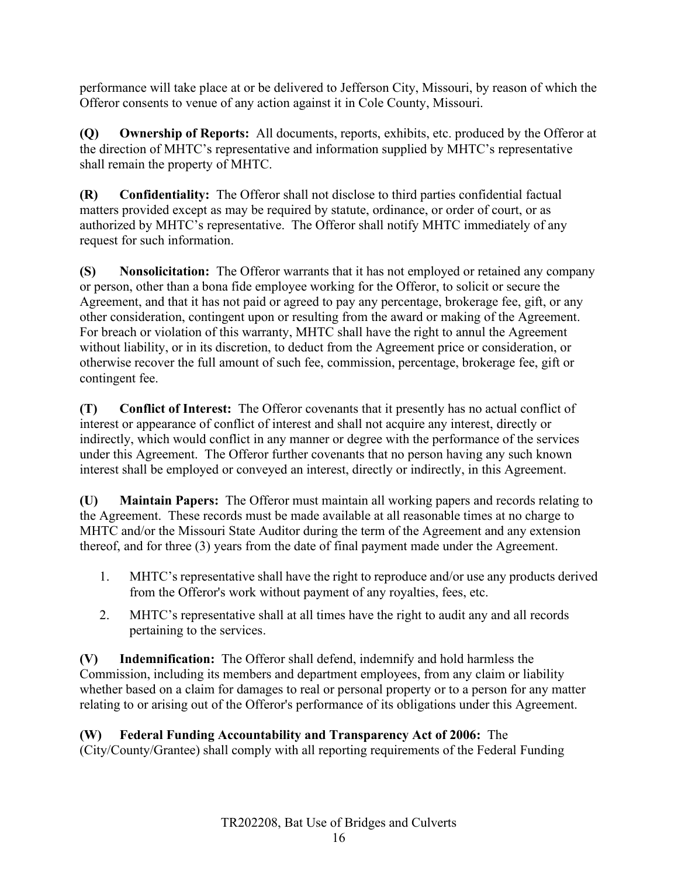performance will take place at or be delivered to Jefferson City, Missouri, by reason of which the Offeror consents to venue of any action against it in Cole County, Missouri.

**(Q) Ownership of Reports:** All documents, reports, exhibits, etc. produced by the Offeror at the direction of MHTC's representative and information supplied by MHTC's representative shall remain the property of MHTC.

**(R) Confidentiality:** The Offeror shall not disclose to third parties confidential factual matters provided except as may be required by statute, ordinance, or order of court, or as authorized by MHTC's representative. The Offeror shall notify MHTC immediately of any request for such information.

**(S) Nonsolicitation:** The Offeror warrants that it has not employed or retained any company or person, other than a bona fide employee working for the Offeror, to solicit or secure the Agreement, and that it has not paid or agreed to pay any percentage, brokerage fee, gift, or any other consideration, contingent upon or resulting from the award or making of the Agreement. For breach or violation of this warranty, MHTC shall have the right to annul the Agreement without liability, or in its discretion, to deduct from the Agreement price or consideration, or otherwise recover the full amount of such fee, commission, percentage, brokerage fee, gift or contingent fee.

**(T) Conflict of Interest:** The Offeror covenants that it presently has no actual conflict of interest or appearance of conflict of interest and shall not acquire any interest, directly or indirectly, which would conflict in any manner or degree with the performance of the services under this Agreement. The Offeror further covenants that no person having any such known interest shall be employed or conveyed an interest, directly or indirectly, in this Agreement.

**(U) Maintain Papers:** The Offeror must maintain all working papers and records relating to the Agreement. These records must be made available at all reasonable times at no charge to MHTC and/or the Missouri State Auditor during the term of the Agreement and any extension thereof, and for three (3) years from the date of final payment made under the Agreement.

1. MHTC's representative shall have the right to reproduce and/or use any products derived from the Offeror's work without payment of any royalties, fees, etc.
2. MHTC's representative shall at all times have the right to audit any and all records pertaining to the services.

**(V) Indemnification:** The Offeror shall defend, indemnify and hold harmless the Commission, including its members and department employees, from any claim or liability whether based on a claim for damages to real or personal property or to a person for any matter relating to or arising out of the Offeror's performance of its obligations under this Agreement.

**(W) Federal Funding Accountability and Transparency Act of 2006:** The (City/County/Grantee) shall comply with all reporting requirements of the Federal Funding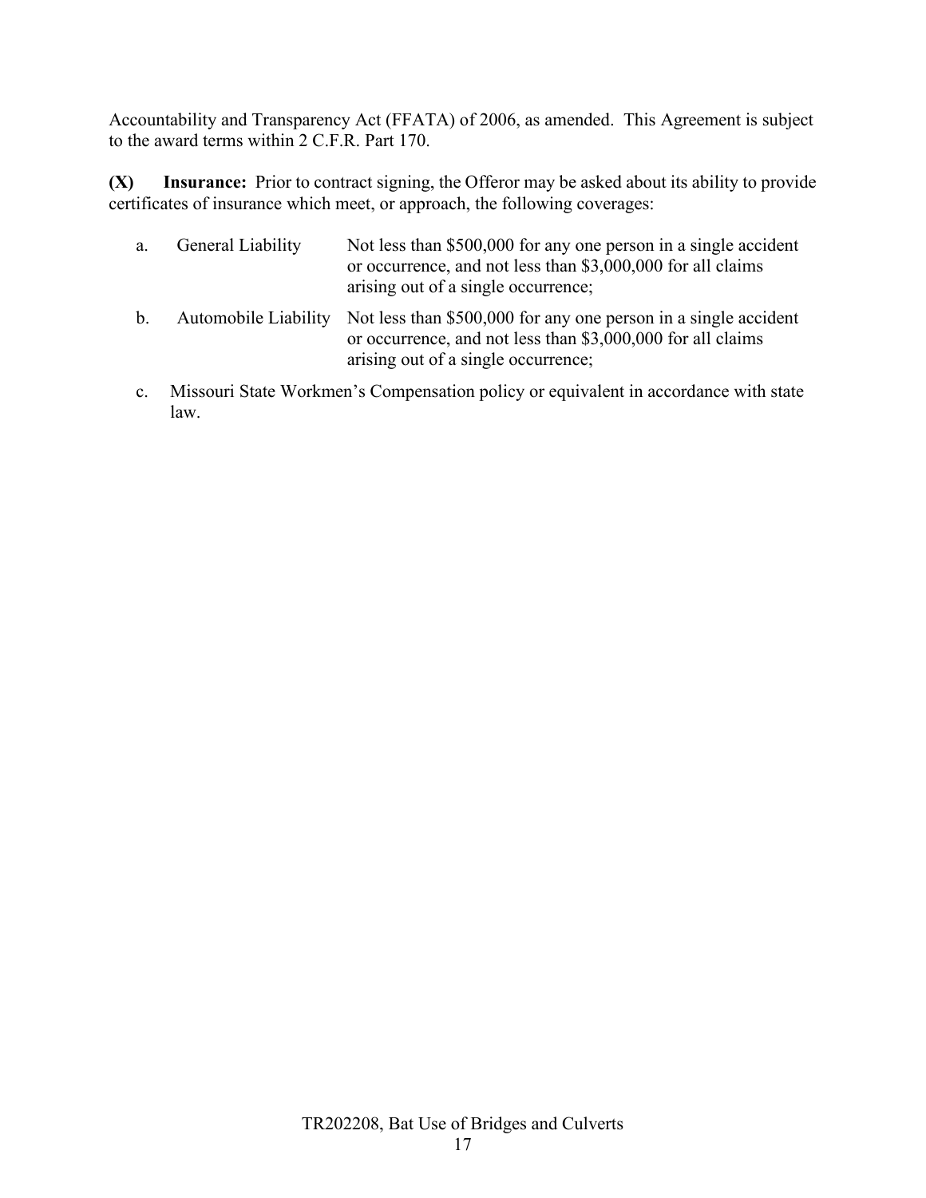Accountability and Transparency Act (FFATA) of 2006, as amended. This Agreement is subject to the award terms within 2 C.F.R. Part 170.

**(X) Insurance:** Prior to contract signing, the Offeror may be asked about its ability to provide certificates of insurance which meet, or approach, the following coverages:

a. General Liability — Not less than $500,000 for any one person in a single accident or occurrence, and not less than $3,000,000 for all claims arising out of a single occurrence;

b. Automobile Liability — Not less than $500,000 for any one person in a single accident or occurrence, and not less than $3,000,000 for all claims arising out of a single occurrence;

c. Missouri State Workmen's Compensation policy or equivalent in accordance with state law.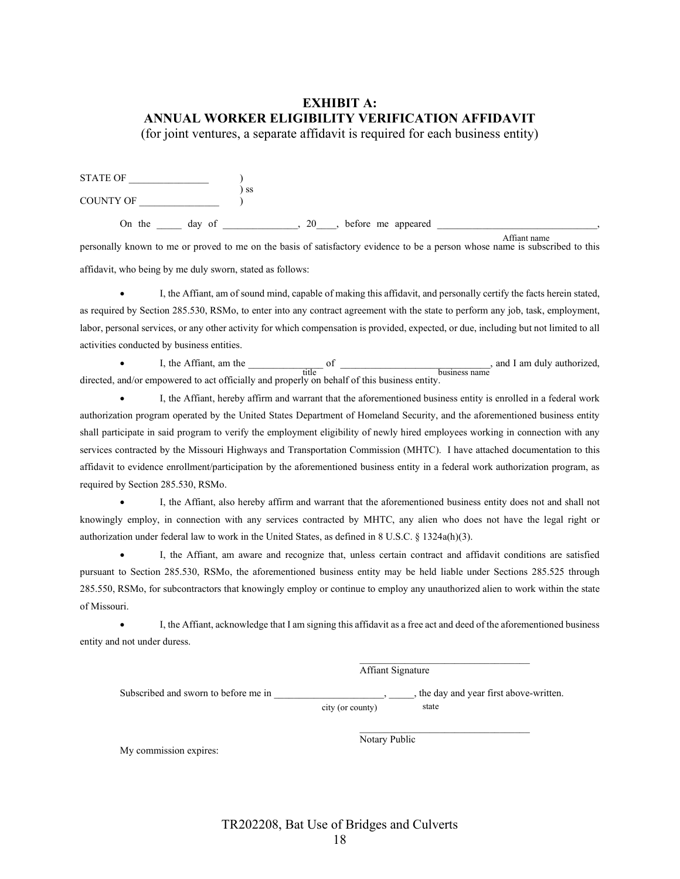# EXHIBIT A:
# ANNUAL WORKER ELIGIBILITY VERIFICATION AFFIDAVIT

(for joint ventures, a separate affidavit is required for each business entity)

STATE OF _______________ )
) ss
COUNTY OF _______________ )

On the _____ day of ______________, 20____, before me appeared _______________________________,
Affiant name
personally known to me or proved to me on the basis of satisfactory evidence to be a person whose name is subscribed to this affidavit, who being by me duly sworn, stated as follows:

- I, the Affiant, am of sound mind, capable of making this affidavit, and personally certify the facts herein stated, as required by Section 285.530, RSMo, to enter into any contract agreement with the state to perform any job, task, employment, labor, personal services, or any other activity for which compensation is provided, expected, or due, including but not limited to all activities conducted by business entities.

- I, the Affiant, am the _______________ of ______________________________, and I am duly authorized, directed, and/or empowered to act officially and properly on behalf of this business entity.
title business name

- I, the Affiant, hereby affirm and warrant that the aforementioned business entity is enrolled in a federal work authorization program operated by the United States Department of Homeland Security, and the aforementioned business entity shall participate in said program to verify the employment eligibility of newly hired employees working in connection with any services contracted by the Missouri Highways and Transportation Commission (MHTC). I have attached documentation to this affidavit to evidence enrollment/participation by the aforementioned business entity in a federal work authorization program, as required by Section 285.530, RSMo.

- I, the Affiant, also hereby affirm and warrant that the aforementioned business entity does not and shall not knowingly employ, in connection with any services contracted by MHTC, any alien who does not have the legal right or authorization under federal law to work in the United States, as defined in 8 U.S.C. § 1324a(h)(3).

- I, the Affiant, am aware and recognize that, unless certain contract and affidavit conditions are satisfied pursuant to Section 285.530, RSMo, the aforementioned business entity may be held liable under Sections 285.525 through 285.550, RSMo, for subcontractors that knowingly employ or continue to employ any unauthorized alien to work within the state of Missouri.

- I, the Affiant, acknowledge that I am signing this affidavit as a free act and deed of the aforementioned business entity and not under duress.

__________________________________
Affiant Signature

Subscribed and sworn to before me in _____________________, _____, the day and year first above-written.
city (or county) state

__________________________________
Notary Public

My commission expires: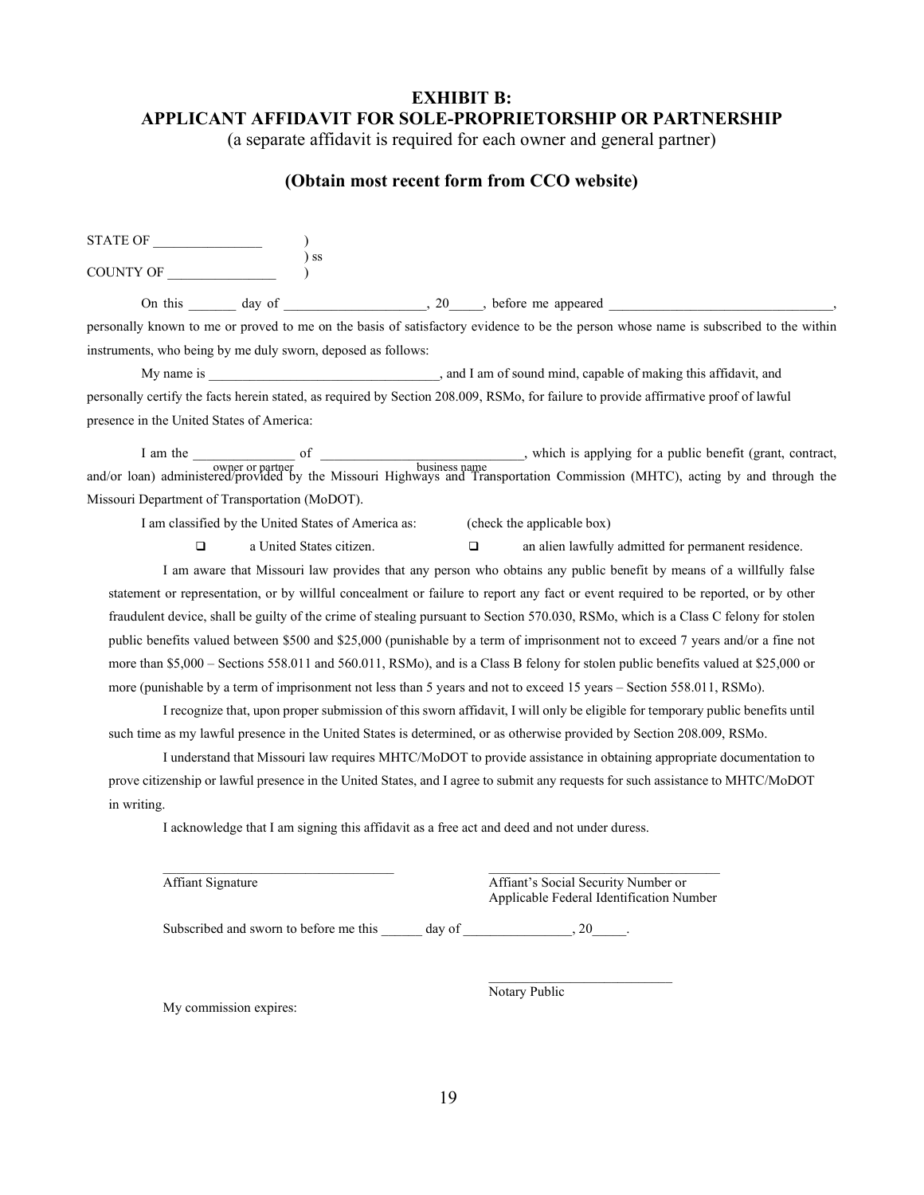**EXHIBIT B:**
**APPLICANT AFFIDAVIT FOR SOLE-PROPRIETORSHIP OR PARTNERSHIP**
(a separate affidavit is required for each owner and general partner)

**(Obtain most recent form from CCO website)**

STATE OF ________________ )
) ss
COUNTY OF ________________ )

On this _______ day of ____________________, 20_____, before me appeared ________________________________, personally known to me or proved to me on the basis of satisfactory evidence to be the person whose name is subscribed to the within instruments, who being by me duly sworn, deposed as follows:

My name is __________________________________, and I am of sound mind, capable of making this affidavit, and personally certify the facts herein stated, as required by Section 208.009, RSMo, for failure to provide affirmative proof of lawful presence in the United States of America:

I am the _______________ of ______________________________, which is applying for a public benefit (grant, contract, and/or loan) administered/provided by the Missouri Highways and Transportation Commission (MHTC), acting by and through the Missouri Department of Transportation (MoDOT).

(owner or partner) (business name)

I am classified by the United States of America as: (check the applicable box)

- ❑ a United States citizen.
- ❑ an alien lawfully admitted for permanent residence.

I am aware that Missouri law provides that any person who obtains any public benefit by means of a willfully false statement or representation, or by willful concealment or failure to report any fact or event required to be reported, or by other fraudulent device, shall be guilty of the crime of stealing pursuant to Section 570.030, RSMo, which is a Class C felony for stolen public benefits valued between $500 and $25,000 (punishable by a term of imprisonment not to exceed 7 years and/or a fine not more than $5,000 – Sections 558.011 and 560.011, RSMo), and is a Class B felony for stolen public benefits valued at $25,000 or more (punishable by a term of imprisonment not less than 5 years and not to exceed 15 years – Section 558.011, RSMo).

I recognize that, upon proper submission of this sworn affidavit, I will only be eligible for temporary public benefits until such time as my lawful presence in the United States is determined, or as otherwise provided by Section 208.009, RSMo.

I understand that Missouri law requires MHTC/MoDOT to provide assistance in obtaining appropriate documentation to prove citizenship or lawful presence in the United States, and I agree to submit any requests for such assistance to MHTC/MoDOT in writing.

I acknowledge that I am signing this affidavit as a free act and deed and not under duress.

__________________________________ __________________________________
Affiant Signature Affiant's Social Security Number or Applicable Federal Identification Number

Subscribed and sworn to before me this ______ day of ________________, 20_____.

___________________________
Notary Public

My commission expires: